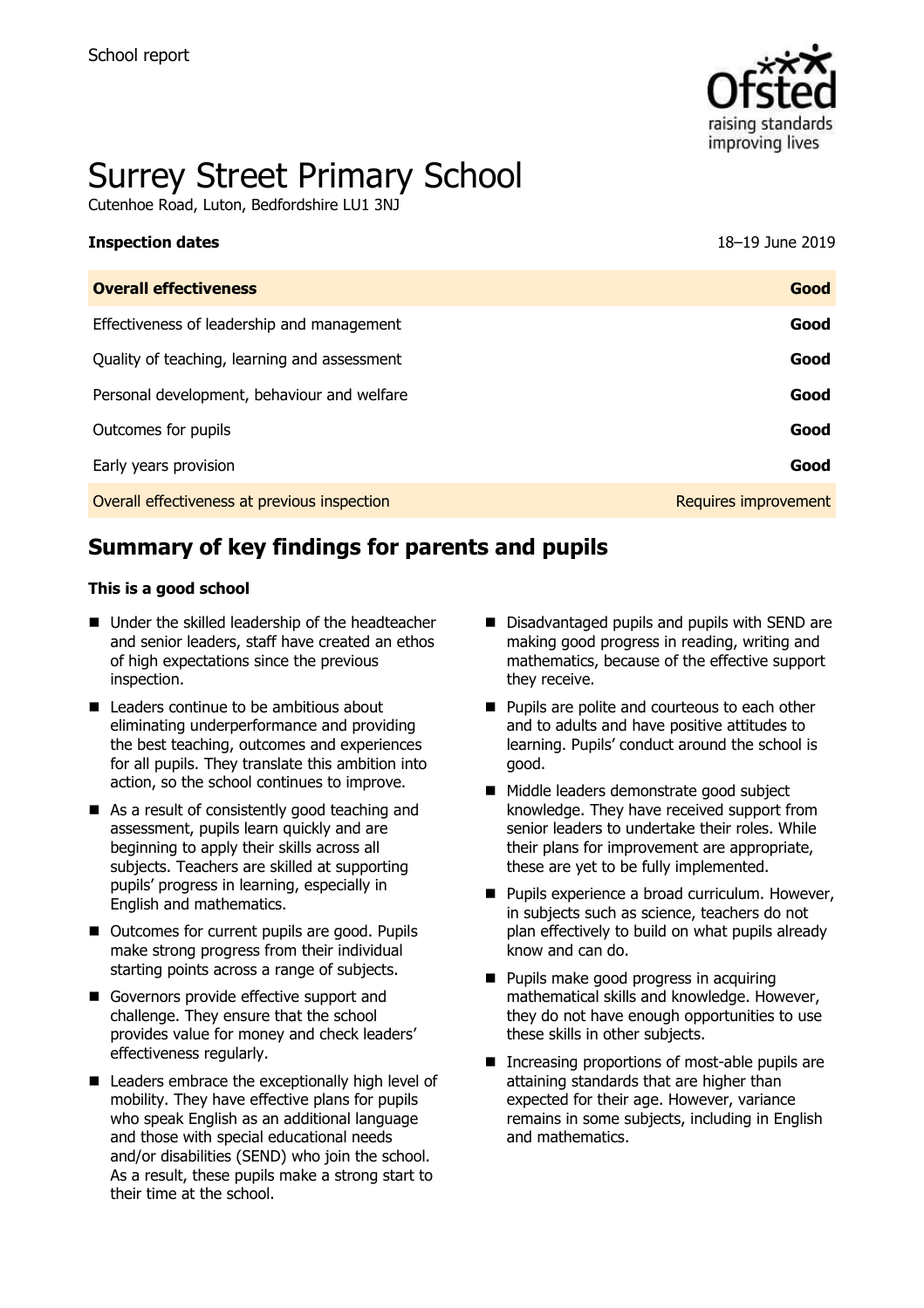School report

# Surrey Street Primary School

Cutenhoe Road, Luton, Bedfordshire LU1 3NJ

| **Inspection dates** | 18–19 June 2019 |
| --- | --- |
| **Overall effectiveness** | **Good** |
| Effectiveness of leadership and management | **Good** |
| Quality of teaching, learning and assessment | **Good** |
| Personal development, behaviour and welfare | **Good** |
| Outcomes for pupils | **Good** |
| Early years provision | **Good** |
| Overall effectiveness at previous inspection | Requires improvement |

## Summary of key findings for parents and pupils

**This is a good school**

- Under the skilled leadership of the headteacher and senior leaders, staff have created an ethos of high expectations since the previous inspection.
- Leaders continue to be ambitious about eliminating underperformance and providing the best teaching, outcomes and experiences for all pupils. They translate this ambition into action, so the school continues to improve.
- As a result of consistently good teaching and assessment, pupils learn quickly and are beginning to apply their skills across all subjects. Teachers are skilled at supporting pupils' progress in learning, especially in English and mathematics.
- Outcomes for current pupils are good. Pupils make strong progress from their individual starting points across a range of subjects.
- Governors provide effective support and challenge. They ensure that the school provides value for money and check leaders' effectiveness regularly.
- Leaders embrace the exceptionally high level of mobility. They have effective plans for pupils who speak English as an additional language and those with special educational needs and/or disabilities (SEND) who join the school. As a result, these pupils make a strong start to their time at the school.
- Disadvantaged pupils and pupils with SEND are making good progress in reading, writing and mathematics, because of the effective support they receive.
- Pupils are polite and courteous to each other and to adults and have positive attitudes to learning. Pupils' conduct around the school is good.
- Middle leaders demonstrate good subject knowledge. They have received support from senior leaders to undertake their roles. While their plans for improvement are appropriate, these are yet to be fully implemented.
- Pupils experience a broad curriculum. However, in subjects such as science, teachers do not plan effectively to build on what pupils already know and can do.
- Pupils make good progress in acquiring mathematical skills and knowledge. However, they do not have enough opportunities to use these skills in other subjects.
- Increasing proportions of most-able pupils are attaining standards that are higher than expected for their age. However, variance remains in some subjects, including in English and mathematics.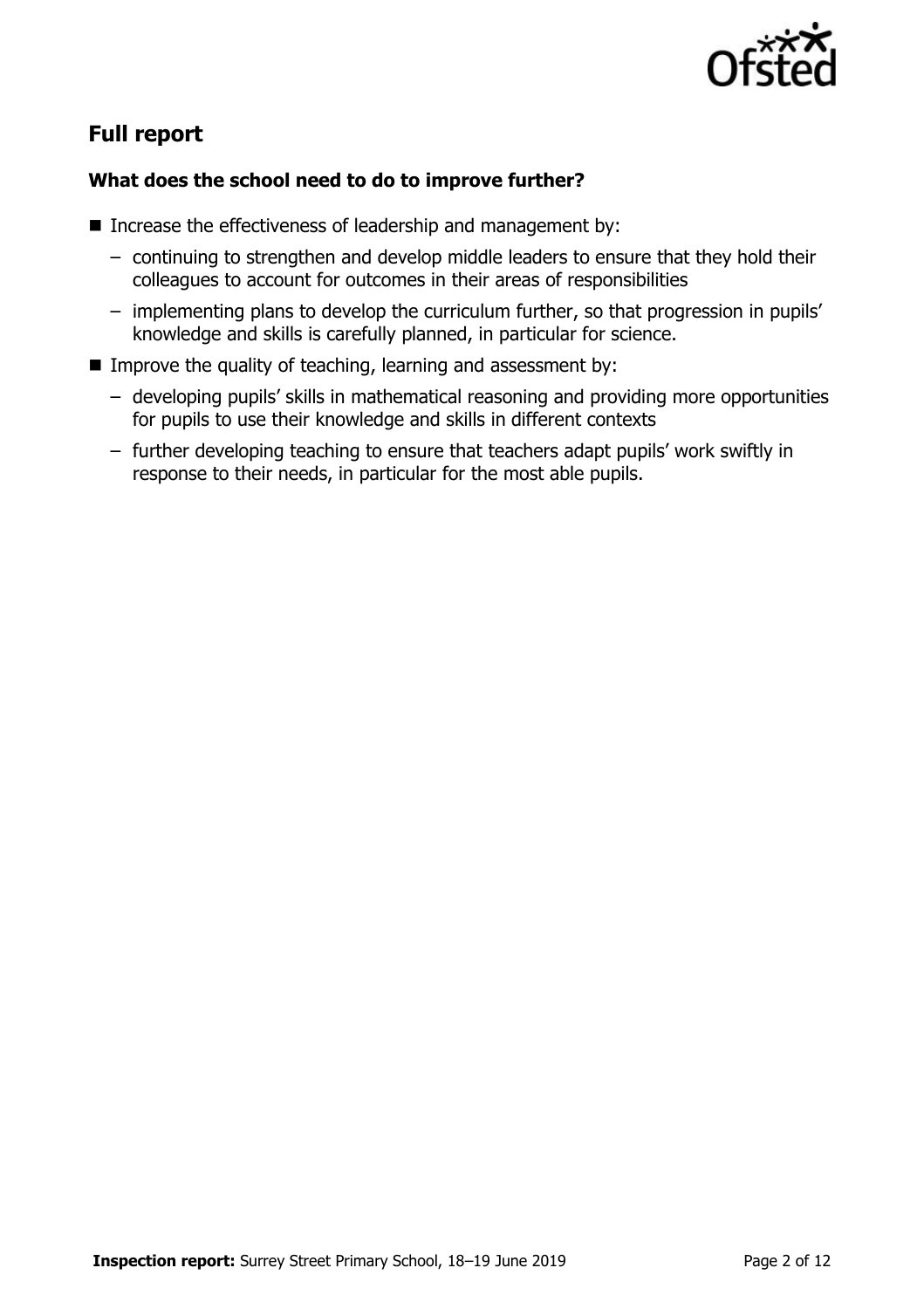## Full report

### What does the school need to do to improve further?

- Increase the effectiveness of leadership and management by:
  - continuing to strengthen and develop middle leaders to ensure that they hold their colleagues to account for outcomes in their areas of responsibilities
  - implementing plans to develop the curriculum further, so that progression in pupils' knowledge and skills is carefully planned, in particular for science.
- Improve the quality of teaching, learning and assessment by:
  - developing pupils' skills in mathematical reasoning and providing more opportunities for pupils to use their knowledge and skills in different contexts
  - further developing teaching to ensure that teachers adapt pupils' work swiftly in response to their needs, in particular for the most able pupils.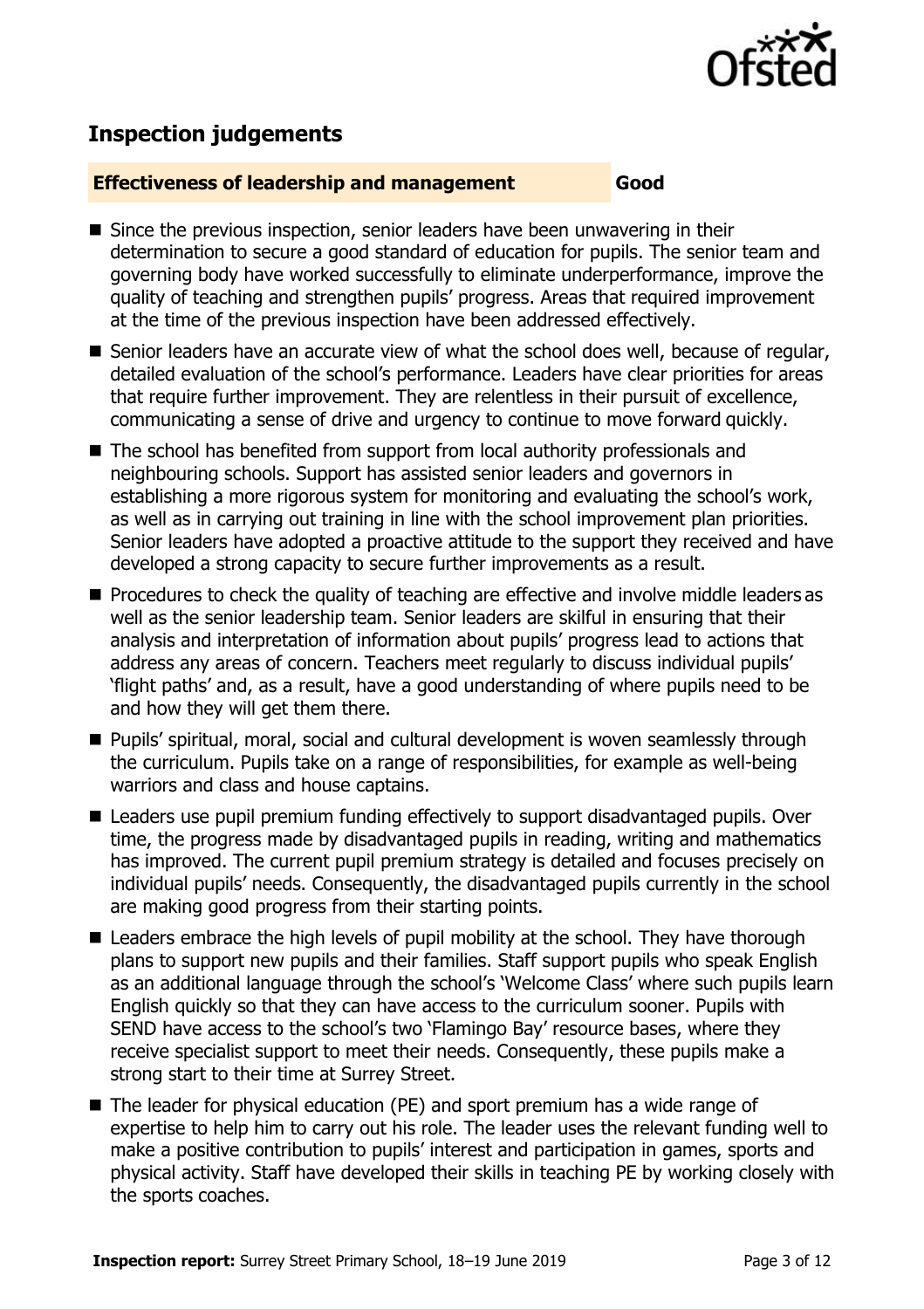## Inspection judgements

**Effectiveness of leadership and management** **Good**

- Since the previous inspection, senior leaders have been unwavering in their determination to secure a good standard of education for pupils. The senior team and governing body have worked successfully to eliminate underperformance, improve the quality of teaching and strengthen pupils' progress. Areas that required improvement at the time of the previous inspection have been addressed effectively.
- Senior leaders have an accurate view of what the school does well, because of regular, detailed evaluation of the school's performance. Leaders have clear priorities for areas that require further improvement. They are relentless in their pursuit of excellence, communicating a sense of drive and urgency to continue to move forward quickly.
- The school has benefited from support from local authority professionals and neighbouring schools. Support has assisted senior leaders and governors in establishing a more rigorous system for monitoring and evaluating the school's work, as well as in carrying out training in line with the school improvement plan priorities. Senior leaders have adopted a proactive attitude to the support they received and have developed a strong capacity to secure further improvements as a result.
- Procedures to check the quality of teaching are effective and involve middle leaders as well as the senior leadership team. Senior leaders are skilful in ensuring that their analysis and interpretation of information about pupils' progress lead to actions that address any areas of concern. Teachers meet regularly to discuss individual pupils' 'flight paths' and, as a result, have a good understanding of where pupils need to be and how they will get them there.
- Pupils' spiritual, moral, social and cultural development is woven seamlessly through the curriculum. Pupils take on a range of responsibilities, for example as well-being warriors and class and house captains.
- Leaders use pupil premium funding effectively to support disadvantaged pupils. Over time, the progress made by disadvantaged pupils in reading, writing and mathematics has improved. The current pupil premium strategy is detailed and focuses precisely on individual pupils' needs. Consequently, the disadvantaged pupils currently in the school are making good progress from their starting points.
- Leaders embrace the high levels of pupil mobility at the school. They have thorough plans to support new pupils and their families. Staff support pupils who speak English as an additional language through the school's 'Welcome Class' where such pupils learn English quickly so that they can have access to the curriculum sooner. Pupils with SEND have access to the school's two 'Flamingo Bay' resource bases, where they receive specialist support to meet their needs. Consequently, these pupils make a strong start to their time at Surrey Street.
- The leader for physical education (PE) and sport premium has a wide range of expertise to help him to carry out his role. The leader uses the relevant funding well to make a positive contribution to pupils' interest and participation in games, sports and physical activity. Staff have developed their skills in teaching PE by working closely with the sports coaches.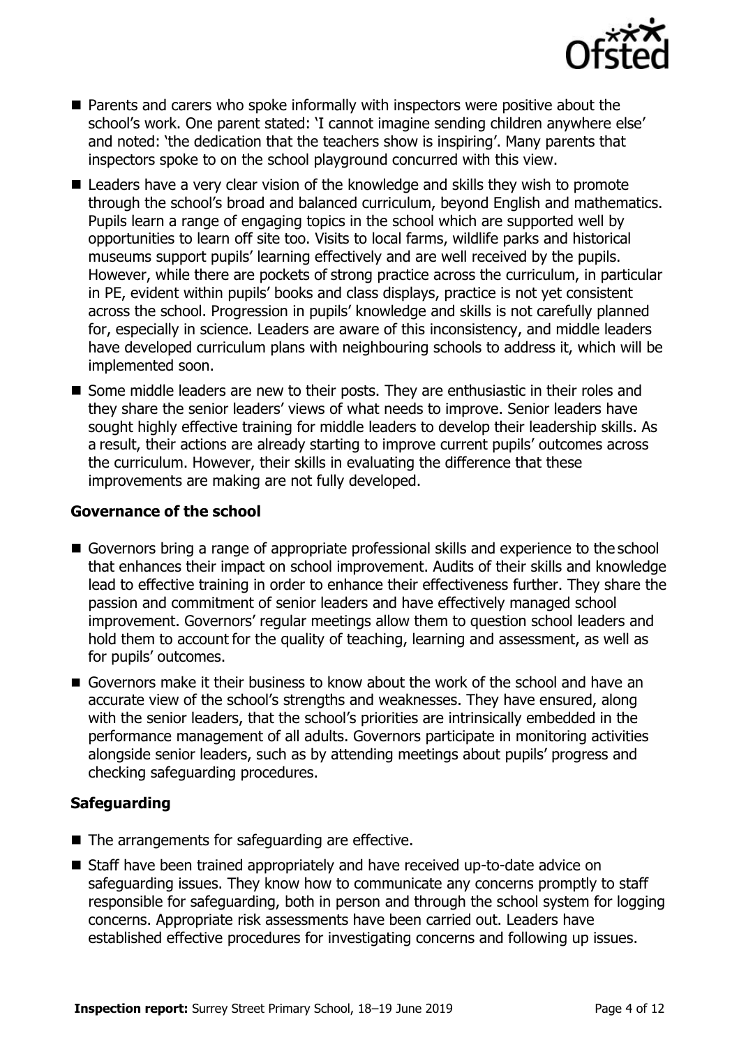- Parents and carers who spoke informally with inspectors were positive about the school's work. One parent stated: 'I cannot imagine sending children anywhere else' and noted: 'the dedication that the teachers show is inspiring'. Many parents that inspectors spoke to on the school playground concurred with this view.
- Leaders have a very clear vision of the knowledge and skills they wish to promote through the school's broad and balanced curriculum, beyond English and mathematics. Pupils learn a range of engaging topics in the school which are supported well by opportunities to learn off site too. Visits to local farms, wildlife parks and historical museums support pupils' learning effectively and are well received by the pupils. However, while there are pockets of strong practice across the curriculum, in particular in PE, evident within pupils' books and class displays, practice is not yet consistent across the school. Progression in pupils' knowledge and skills is not carefully planned for, especially in science. Leaders are aware of this inconsistency, and middle leaders have developed curriculum plans with neighbouring schools to address it, which will be implemented soon.
- Some middle leaders are new to their posts. They are enthusiastic in their roles and they share the senior leaders' views of what needs to improve. Senior leaders have sought highly effective training for middle leaders to develop their leadership skills. As a result, their actions are already starting to improve current pupils' outcomes across the curriculum. However, their skills in evaluating the difference that these improvements are making are not fully developed.

### Governance of the school

- Governors bring a range of appropriate professional skills and experience to the school that enhances their impact on school improvement. Audits of their skills and knowledge lead to effective training in order to enhance their effectiveness further. They share the passion and commitment of senior leaders and have effectively managed school improvement. Governors' regular meetings allow them to question school leaders and hold them to account for the quality of teaching, learning and assessment, as well as for pupils' outcomes.
- Governors make it their business to know about the work of the school and have an accurate view of the school's strengths and weaknesses. They have ensured, along with the senior leaders, that the school's priorities are intrinsically embedded in the performance management of all adults. Governors participate in monitoring activities alongside senior leaders, such as by attending meetings about pupils' progress and checking safeguarding procedures.

### Safeguarding

- The arrangements for safeguarding are effective.
- Staff have been trained appropriately and have received up-to-date advice on safeguarding issues. They know how to communicate any concerns promptly to staff responsible for safeguarding, both in person and through the school system for logging concerns. Appropriate risk assessments have been carried out. Leaders have established effective procedures for investigating concerns and following up issues.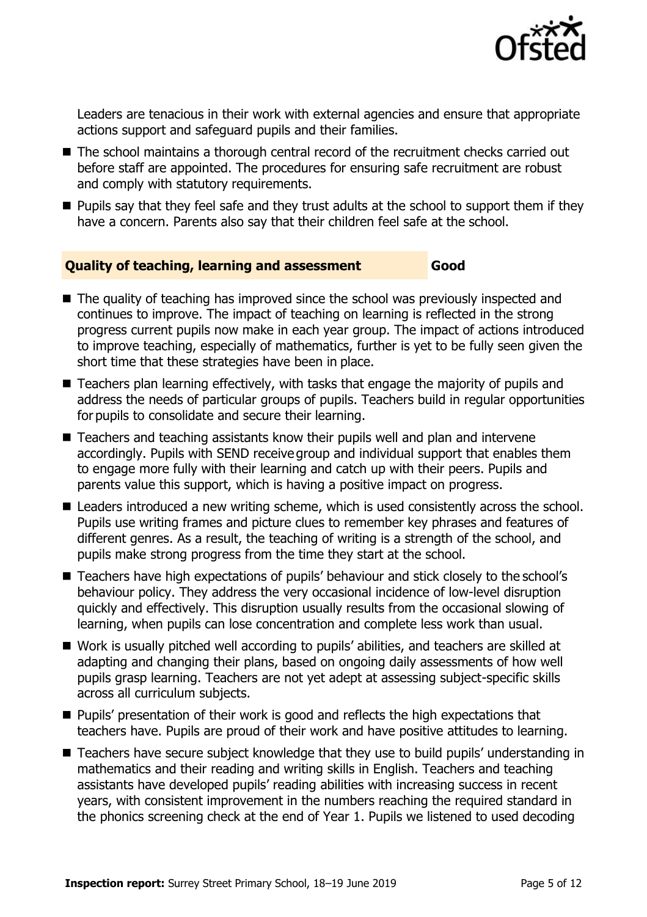Leaders are tenacious in their work with external agencies and ensure that appropriate actions support and safeguard pupils and their families.

- The school maintains a thorough central record of the recruitment checks carried out before staff are appointed. The procedures for ensuring safe recruitment are robust and comply with statutory requirements.
- Pupils say that they feel safe and they trust adults at the school to support them if they have a concern. Parents also say that their children feel safe at the school.

### Quality of teaching, learning and assessment — Good

- The quality of teaching has improved since the school was previously inspected and continues to improve. The impact of teaching on learning is reflected in the strong progress current pupils now make in each year group. The impact of actions introduced to improve teaching, especially of mathematics, further is yet to be fully seen given the short time that these strategies have been in place.
- Teachers plan learning effectively, with tasks that engage the majority of pupils and address the needs of particular groups of pupils. Teachers build in regular opportunities for pupils to consolidate and secure their learning.
- Teachers and teaching assistants know their pupils well and plan and intervene accordingly. Pupils with SEND receive group and individual support that enables them to engage more fully with their learning and catch up with their peers. Pupils and parents value this support, which is having a positive impact on progress.
- Leaders introduced a new writing scheme, which is used consistently across the school. Pupils use writing frames and picture clues to remember key phrases and features of different genres. As a result, the teaching of writing is a strength of the school, and pupils make strong progress from the time they start at the school.
- Teachers have high expectations of pupils' behaviour and stick closely to the school's behaviour policy. They address the very occasional incidence of low-level disruption quickly and effectively. This disruption usually results from the occasional slowing of learning, when pupils can lose concentration and complete less work than usual.
- Work is usually pitched well according to pupils' abilities, and teachers are skilled at adapting and changing their plans, based on ongoing daily assessments of how well pupils grasp learning. Teachers are not yet adept at assessing subject-specific skills across all curriculum subjects.
- Pupils' presentation of their work is good and reflects the high expectations that teachers have. Pupils are proud of their work and have positive attitudes to learning.
- Teachers have secure subject knowledge that they use to build pupils' understanding in mathematics and their reading and writing skills in English. Teachers and teaching assistants have developed pupils' reading abilities with increasing success in recent years, with consistent improvement in the numbers reaching the required standard in the phonics screening check at the end of Year 1. Pupils we listened to used decoding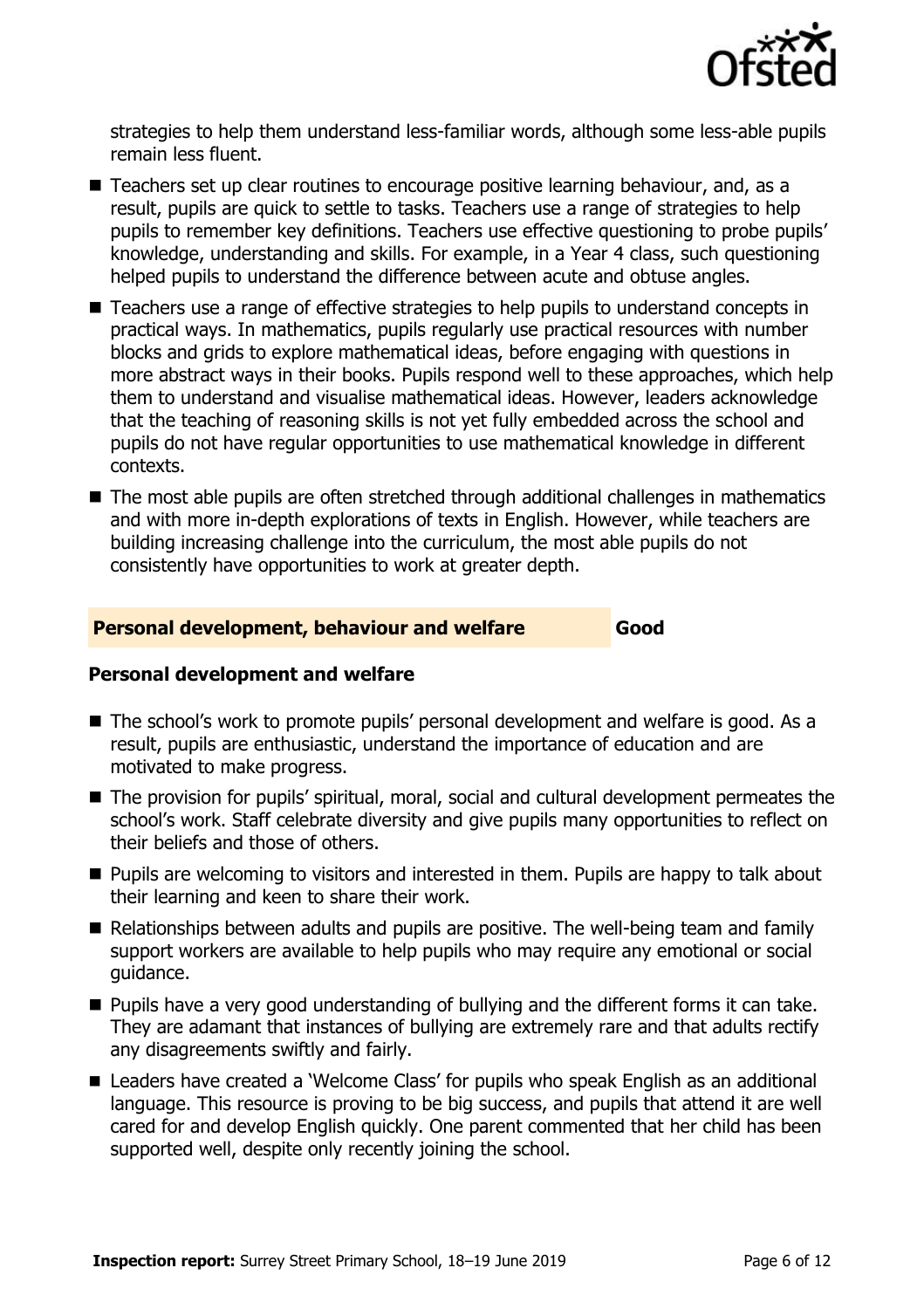strategies to help them understand less-familiar words, although some less-able pupils remain less fluent.

- Teachers set up clear routines to encourage positive learning behaviour, and, as a result, pupils are quick to settle to tasks. Teachers use a range of strategies to help pupils to remember key definitions. Teachers use effective questioning to probe pupils' knowledge, understanding and skills. For example, in a Year 4 class, such questioning helped pupils to understand the difference between acute and obtuse angles.
- Teachers use a range of effective strategies to help pupils to understand concepts in practical ways. In mathematics, pupils regularly use practical resources with number blocks and grids to explore mathematical ideas, before engaging with questions in more abstract ways in their books. Pupils respond well to these approaches, which help them to understand and visualise mathematical ideas. However, leaders acknowledge that the teaching of reasoning skills is not yet fully embedded across the school and pupils do not have regular opportunities to use mathematical knowledge in different contexts.
- The most able pupils are often stretched through additional challenges in mathematics and with more in-depth explorations of texts in English. However, while teachers are building increasing challenge into the curriculum, the most able pupils do not consistently have opportunities to work at greater depth.

## Personal development, behaviour and welfare — Good

### Personal development and welfare

- The school's work to promote pupils' personal development and welfare is good. As a result, pupils are enthusiastic, understand the importance of education and are motivated to make progress.
- The provision for pupils' spiritual, moral, social and cultural development permeates the school's work. Staff celebrate diversity and give pupils many opportunities to reflect on their beliefs and those of others.
- Pupils are welcoming to visitors and interested in them. Pupils are happy to talk about their learning and keen to share their work.
- Relationships between adults and pupils are positive. The well-being team and family support workers are available to help pupils who may require any emotional or social guidance.
- Pupils have a very good understanding of bullying and the different forms it can take. They are adamant that instances of bullying are extremely rare and that adults rectify any disagreements swiftly and fairly.
- Leaders have created a 'Welcome Class' for pupils who speak English as an additional language. This resource is proving to be big success, and pupils that attend it are well cared for and develop English quickly. One parent commented that her child has been supported well, despite only recently joining the school.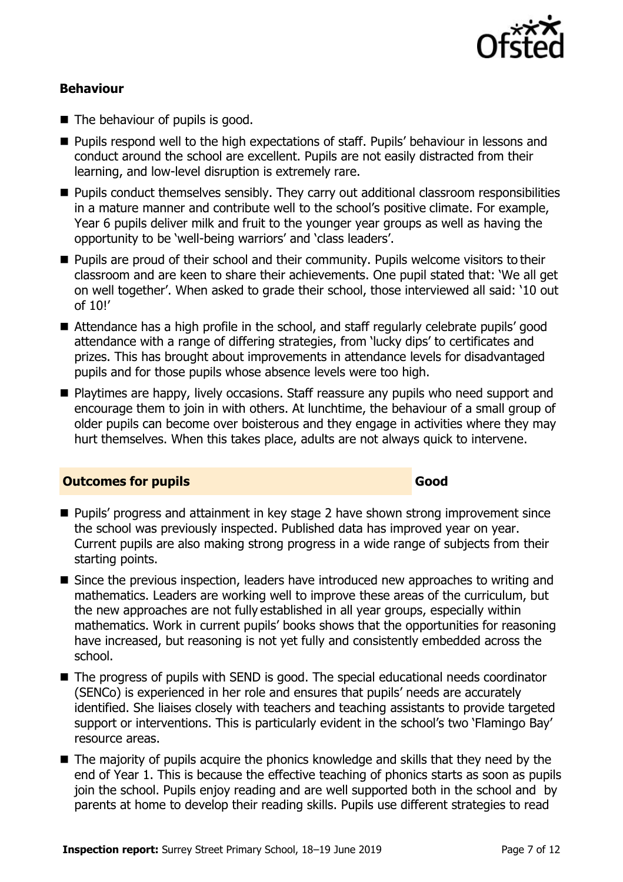### Behaviour

- The behaviour of pupils is good.
- Pupils respond well to the high expectations of staff. Pupils' behaviour in lessons and conduct around the school are excellent. Pupils are not easily distracted from their learning, and low-level disruption is extremely rare.
- Pupils conduct themselves sensibly. They carry out additional classroom responsibilities in a mature manner and contribute well to the school's positive climate. For example, Year 6 pupils deliver milk and fruit to the younger year groups as well as having the opportunity to be 'well-being warriors' and 'class leaders'.
- Pupils are proud of their school and their community. Pupils welcome visitors to their classroom and are keen to share their achievements. One pupil stated that: 'We all get on well together'. When asked to grade their school, those interviewed all said: '10 out of 10!'
- Attendance has a high profile in the school, and staff regularly celebrate pupils' good attendance with a range of differing strategies, from 'lucky dips' to certificates and prizes. This has brought about improvements in attendance levels for disadvantaged pupils and for those pupils whose absence levels were too high.
- Playtimes are happy, lively occasions. Staff reassure any pupils who need support and encourage them to join in with others. At lunchtime, the behaviour of a small group of older pupils can become over boisterous and they engage in activities where they may hurt themselves. When this takes place, adults are not always quick to intervene.

## Outcomes for pupils — Good

- Pupils' progress and attainment in key stage 2 have shown strong improvement since the school was previously inspected. Published data has improved year on year. Current pupils are also making strong progress in a wide range of subjects from their starting points.
- Since the previous inspection, leaders have introduced new approaches to writing and mathematics. Leaders are working well to improve these areas of the curriculum, but the new approaches are not fully established in all year groups, especially within mathematics. Work in current pupils' books shows that the opportunities for reasoning have increased, but reasoning is not yet fully and consistently embedded across the school.
- The progress of pupils with SEND is good. The special educational needs coordinator (SENCo) is experienced in her role and ensures that pupils' needs are accurately identified. She liaises closely with teachers and teaching assistants to provide targeted support or interventions. This is particularly evident in the school's two 'Flamingo Bay' resource areas.
- The majority of pupils acquire the phonics knowledge and skills that they need by the end of Year 1. This is because the effective teaching of phonics starts as soon as pupils join the school. Pupils enjoy reading and are well supported both in the school and by parents at home to develop their reading skills. Pupils use different strategies to read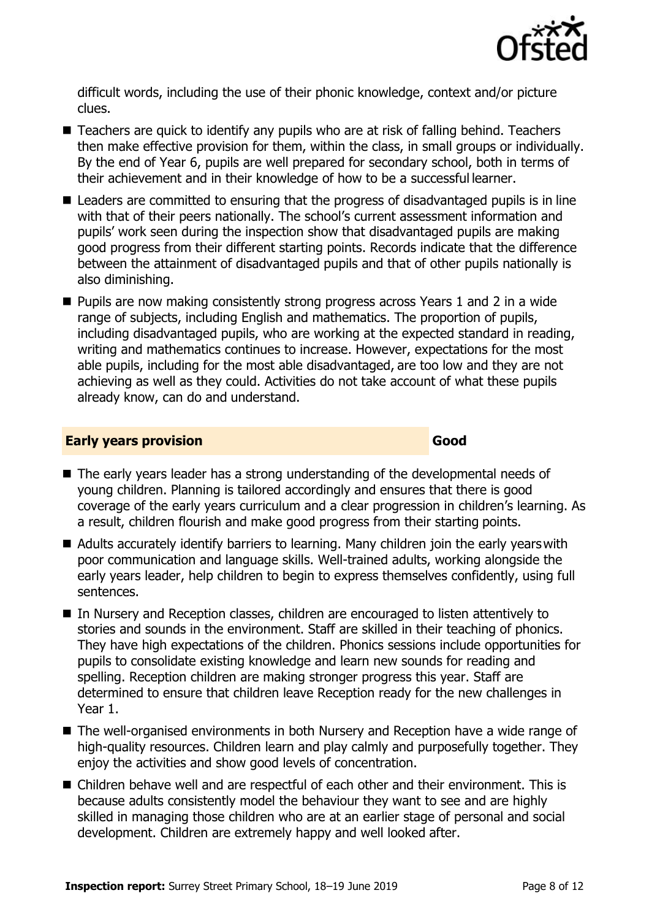difficult words, including the use of their phonic knowledge, context and/or picture clues.

- Teachers are quick to identify any pupils who are at risk of falling behind. Teachers then make effective provision for them, within the class, in small groups or individually. By the end of Year 6, pupils are well prepared for secondary school, both in terms of their achievement and in their knowledge of how to be a successful learner.
- Leaders are committed to ensuring that the progress of disadvantaged pupils is in line with that of their peers nationally. The school's current assessment information and pupils' work seen during the inspection show that disadvantaged pupils are making good progress from their different starting points. Records indicate that the difference between the attainment of disadvantaged pupils and that of other pupils nationally is also diminishing.
- Pupils are now making consistently strong progress across Years 1 and 2 in a wide range of subjects, including English and mathematics. The proportion of pupils, including disadvantaged pupils, who are working at the expected standard in reading, writing and mathematics continues to increase. However, expectations for the most able pupils, including for the most able disadvantaged, are too low and they are not achieving as well as they could. Activities do not take account of what these pupils already know, can do and understand.

## Early years provision — Good

- The early years leader has a strong understanding of the developmental needs of young children. Planning is tailored accordingly and ensures that there is good coverage of the early years curriculum and a clear progression in children's learning. As a result, children flourish and make good progress from their starting points.
- Adults accurately identify barriers to learning. Many children join the early years with poor communication and language skills. Well-trained adults, working alongside the early years leader, help children to begin to express themselves confidently, using full sentences.
- In Nursery and Reception classes, children are encouraged to listen attentively to stories and sounds in the environment. Staff are skilled in their teaching of phonics. They have high expectations of the children. Phonics sessions include opportunities for pupils to consolidate existing knowledge and learn new sounds for reading and spelling. Reception children are making stronger progress this year. Staff are determined to ensure that children leave Reception ready for the new challenges in Year 1.
- The well-organised environments in both Nursery and Reception have a wide range of high-quality resources. Children learn and play calmly and purposefully together. They enjoy the activities and show good levels of concentration.
- Children behave well and are respectful of each other and their environment. This is because adults consistently model the behaviour they want to see and are highly skilled in managing those children who are at an earlier stage of personal and social development. Children are extremely happy and well looked after.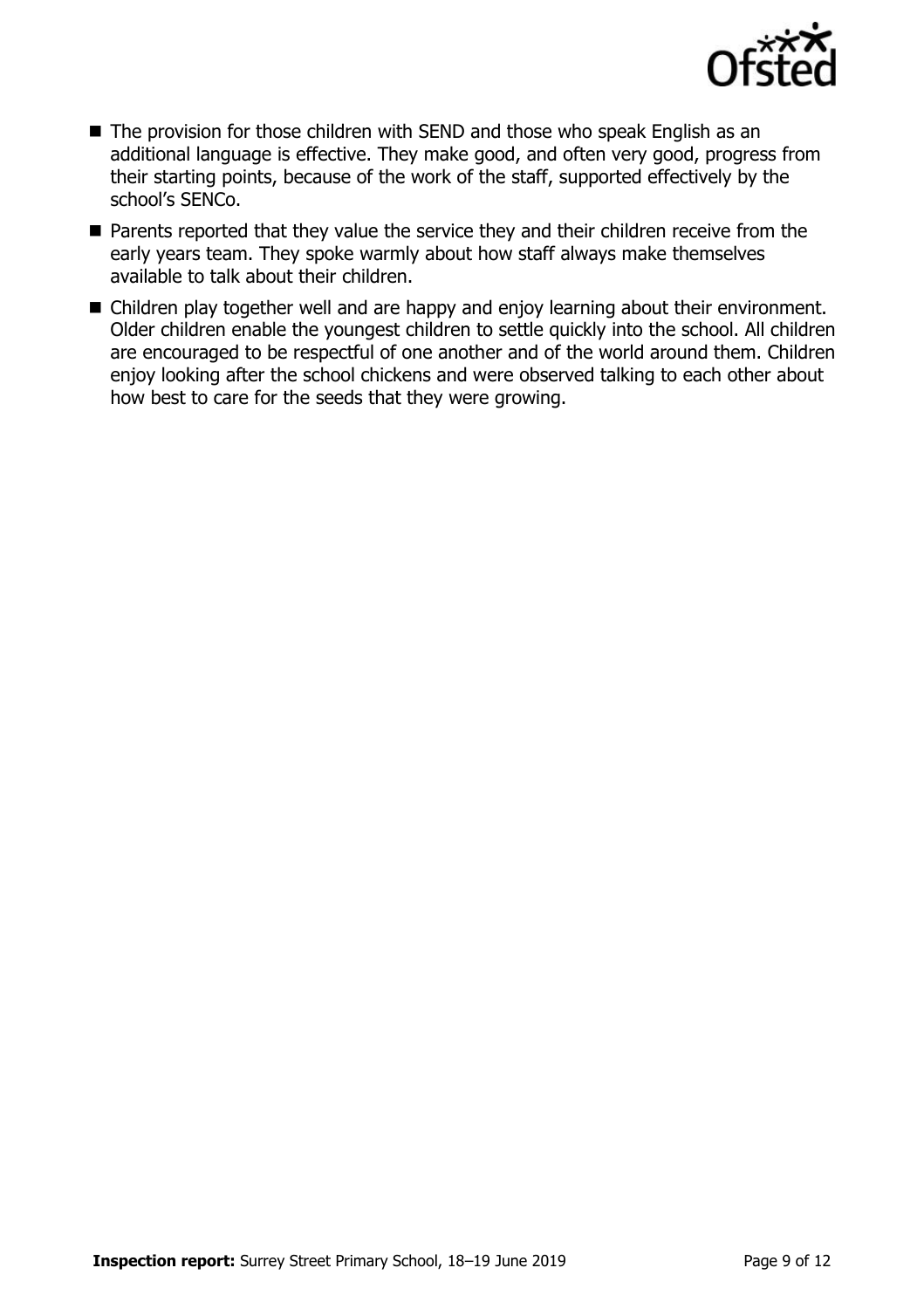- The provision for those children with SEND and those who speak English as an additional language is effective. They make good, and often very good, progress from their starting points, because of the work of the staff, supported effectively by the school's SENCo.
- Parents reported that they value the service they and their children receive from the early years team. They spoke warmly about how staff always make themselves available to talk about their children.
- Children play together well and are happy and enjoy learning about their environment. Older children enable the youngest children to settle quickly into the school. All children are encouraged to be respectful of one another and of the world around them. Children enjoy looking after the school chickens and were observed talking to each other about how best to care for the seeds that they were growing.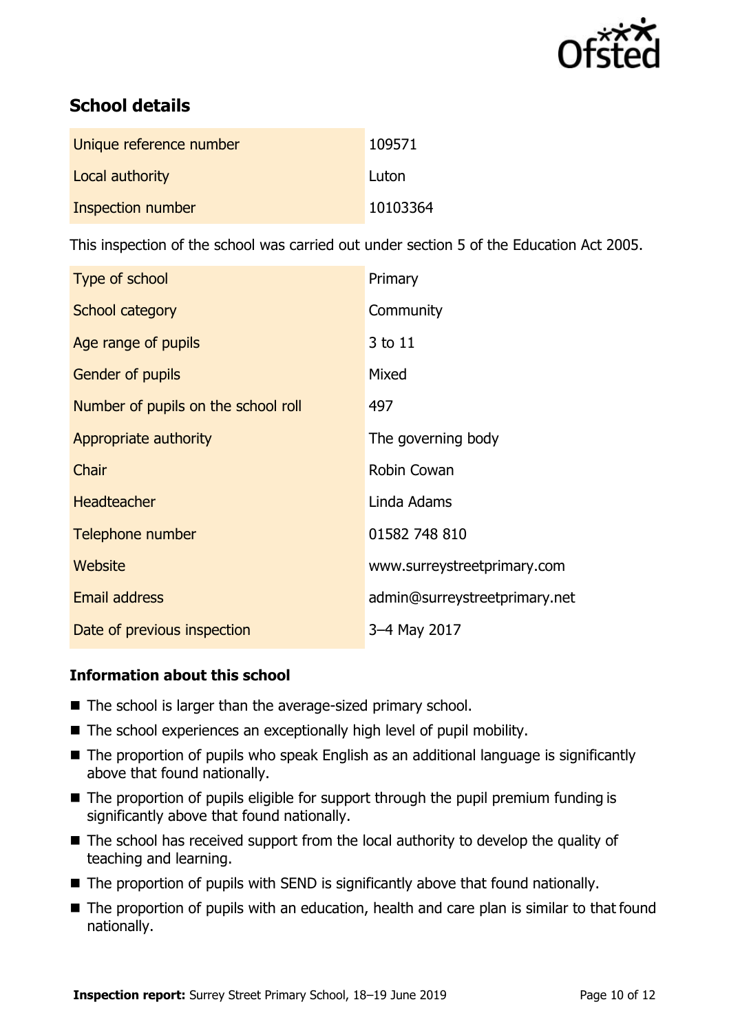## School details

| | |
|---|---|
| Unique reference number | 109571 |
| Local authority | Luton |
| Inspection number | 10103364 |

This inspection of the school was carried out under section 5 of the Education Act 2005.

| | |
|---|---|
| Type of school | Primary |
| School category | Community |
| Age range of pupils | 3 to 11 |
| Gender of pupils | Mixed |
| Number of pupils on the school roll | 497 |
| Appropriate authority | The governing body |
| Chair | Robin Cowan |
| Headteacher | Linda Adams |
| Telephone number | 01582 748 810 |
| Website | www.surreystreetprimary.com |
| Email address | admin@surreystreetprimary.net |
| Date of previous inspection | 3–4 May 2017 |

### Information about this school

- The school is larger than the average-sized primary school.
- The school experiences an exceptionally high level of pupil mobility.
- The proportion of pupils who speak English as an additional language is significantly above that found nationally.
- The proportion of pupils eligible for support through the pupil premium funding is significantly above that found nationally.
- The school has received support from the local authority to develop the quality of teaching and learning.
- The proportion of pupils with SEND is significantly above that found nationally.
- The proportion of pupils with an education, health and care plan is similar to that found nationally.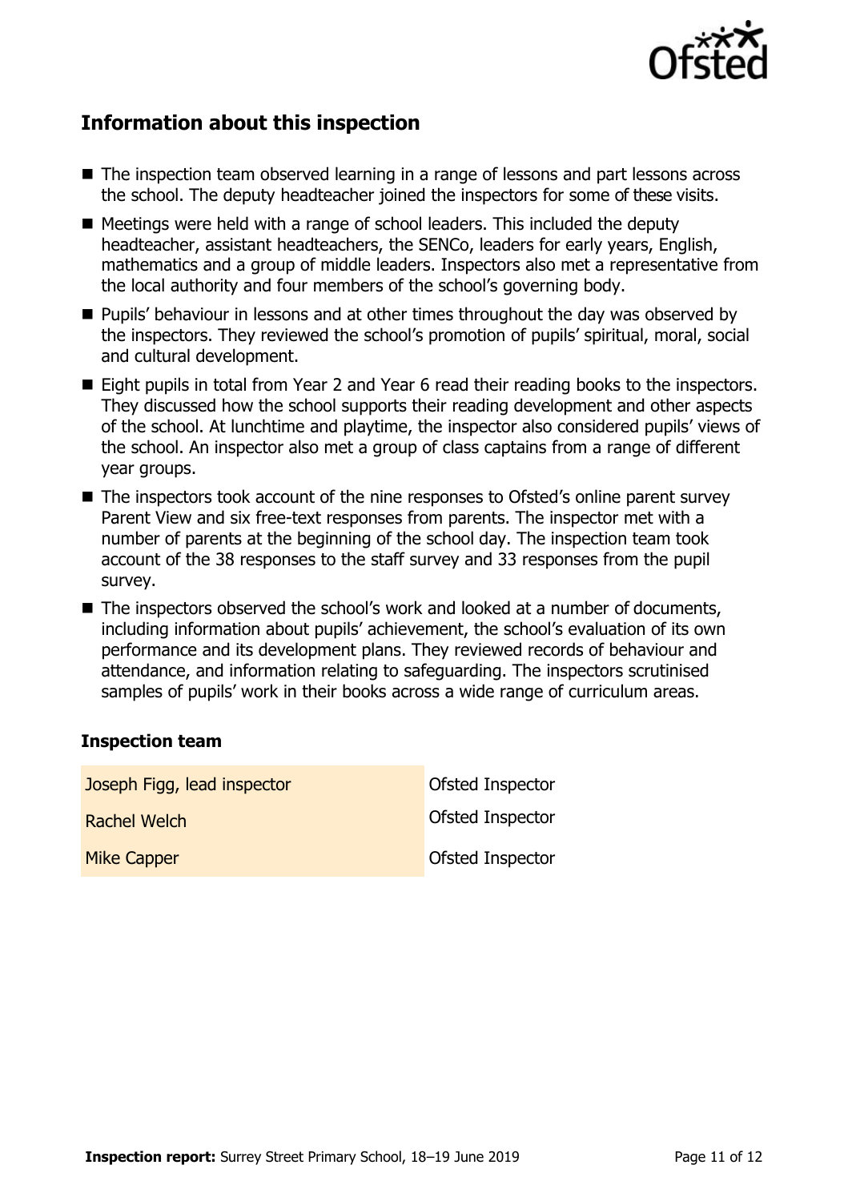## Information about this inspection

- The inspection team observed learning in a range of lessons and part lessons across the school. The deputy headteacher joined the inspectors for some of these visits.
- Meetings were held with a range of school leaders. This included the deputy headteacher, assistant headteachers, the SENCo, leaders for early years, English, mathematics and a group of middle leaders. Inspectors also met a representative from the local authority and four members of the school's governing body.
- Pupils' behaviour in lessons and at other times throughout the day was observed by the inspectors. They reviewed the school's promotion of pupils' spiritual, moral, social and cultural development.
- Eight pupils in total from Year 2 and Year 6 read their reading books to the inspectors. They discussed how the school supports their reading development and other aspects of the school. At lunchtime and playtime, the inspector also considered pupils' views of the school. An inspector also met a group of class captains from a range of different year groups.
- The inspectors took account of the nine responses to Ofsted's online parent survey Parent View and six free-text responses from parents. The inspector met with a number of parents at the beginning of the school day. The inspection team took account of the 38 responses to the staff survey and 33 responses from the pupil survey.
- The inspectors observed the school's work and looked at a number of documents, including information about pupils' achievement, the school's evaluation of its own performance and its development plans. They reviewed records of behaviour and attendance, and information relating to safeguarding. The inspectors scrutinised samples of pupils' work in their books across a wide range of curriculum areas.

### Inspection team

| | |
|---|---|
| Joseph Figg, lead inspector | Ofsted Inspector |
| Rachel Welch | Ofsted Inspector |
| Mike Capper | Ofsted Inspector |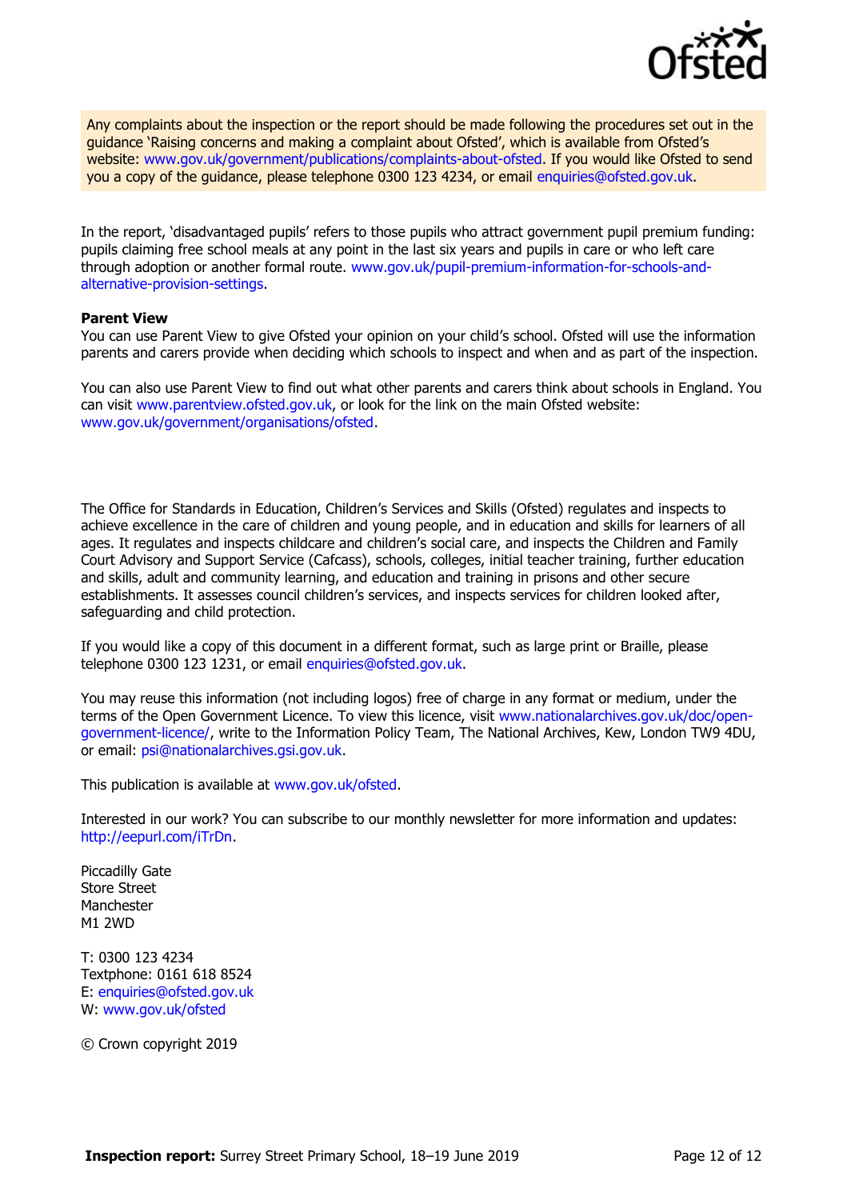Any complaints about the inspection or the report should be made following the procedures set out in the guidance 'Raising concerns and making a complaint about Ofsted', which is available from Ofsted's website: www.gov.uk/government/publications/complaints-about-ofsted. If you would like Ofsted to send you a copy of the guidance, please telephone 0300 123 4234, or email enquiries@ofsted.gov.uk.

In the report, 'disadvantaged pupils' refers to those pupils who attract government pupil premium funding: pupils claiming free school meals at any point in the last six years and pupils in care or who left care through adoption or another formal route. www.gov.uk/pupil-premium-information-for-schools-and-alternative-provision-settings.

**Parent View**

You can use Parent View to give Ofsted your opinion on your child's school. Ofsted will use the information parents and carers provide when deciding which schools to inspect and when and as part of the inspection.

You can also use Parent View to find out what other parents and carers think about schools in England. You can visit www.parentview.ofsted.gov.uk, or look for the link on the main Ofsted website: www.gov.uk/government/organisations/ofsted.

The Office for Standards in Education, Children's Services and Skills (Ofsted) regulates and inspects to achieve excellence in the care of children and young people, and in education and skills for learners of all ages. It regulates and inspects childcare and children's social care, and inspects the Children and Family Court Advisory and Support Service (Cafcass), schools, colleges, initial teacher training, further education and skills, adult and community learning, and education and training in prisons and other secure establishments. It assesses council children's services, and inspects services for children looked after, safeguarding and child protection.

If you would like a copy of this document in a different format, such as large print or Braille, please telephone 0300 123 1231, or email enquiries@ofsted.gov.uk.

You may reuse this information (not including logos) free of charge in any format or medium, under the terms of the Open Government Licence. To view this licence, visit www.nationalarchives.gov.uk/doc/open-government-licence/, write to the Information Policy Team, The National Archives, Kew, London TW9 4DU, or email: psi@nationalarchives.gsi.gov.uk.

This publication is available at www.gov.uk/ofsted.

Interested in our work? You can subscribe to our monthly newsletter for more information and updates: http://eepurl.com/iTrDn.

Piccadilly Gate
Store Street
Manchester
M1 2WD

T: 0300 123 4234
Textphone: 0161 618 8524
E: enquiries@ofsted.gov.uk
W: www.gov.uk/ofsted

© Crown copyright 2019